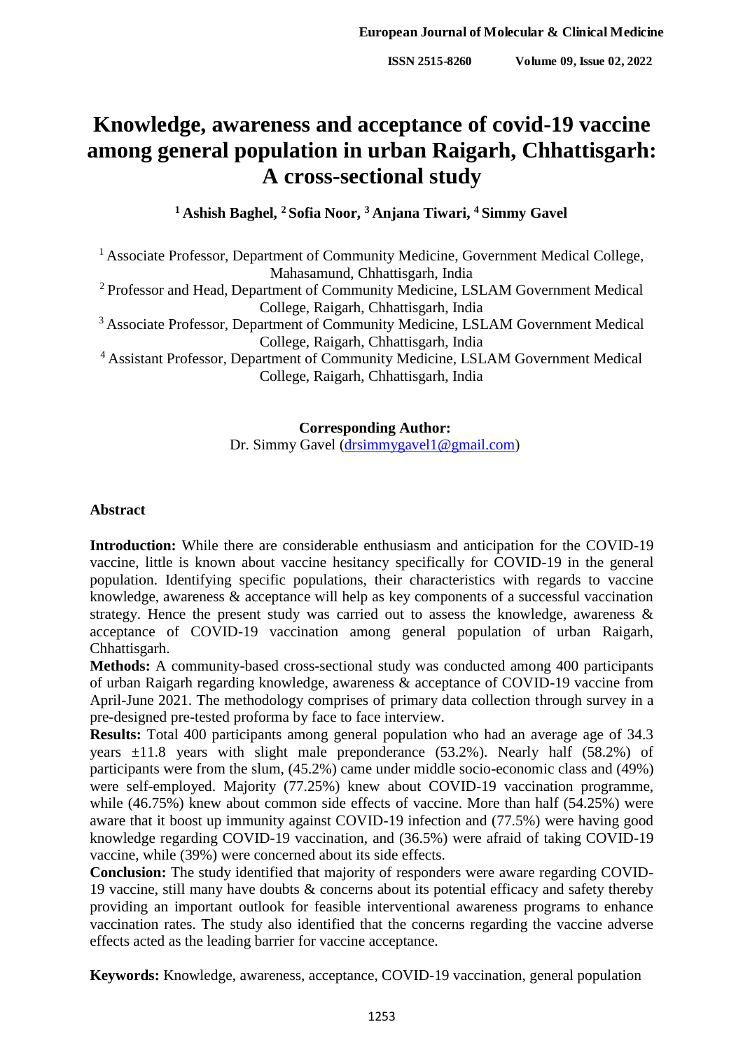# Knowledge, awareness and acceptance of covid-19 vaccine among general population in urban Raigarh, Chhattisgarh: A cross-sectional study

**[1] Ashish Baghel, [2] Sofia Noor, [3] Anjana Tiwari, [4] Simmy Gavel**

[1] Associate Professor, Department of Community Medicine, Government Medical College, Mahasamund, Chhattisgarh, India

[2] Professor and Head, Department of Community Medicine, LSLAM Government Medical College, Raigarh, Chhattisgarh, India

[3] Associate Professor, Department of Community Medicine, LSLAM Government Medical College, Raigarh, Chhattisgarh, India

[4] Assistant Professor, Department of Community Medicine, LSLAM Government Medical College, Raigarh, Chhattisgarh, India

**Corresponding Author:**
Dr. Simmy Gavel (drsimmygavel1@gmail.com)

## Abstract

**Introduction:** While there are considerable enthusiasm and anticipation for the COVID-19 vaccine, little is known about vaccine hesitancy specifically for COVID-19 in the general population. Identifying specific populations, their characteristics with regards to vaccine knowledge, awareness & acceptance will help as key components of a successful vaccination strategy. Hence the present study was carried out to assess the knowledge, awareness & acceptance of COVID-19 vaccination among general population of urban Raigarh, Chhattisgarh.

**Methods:** A community-based cross-sectional study was conducted among 400 participants of urban Raigarh regarding knowledge, awareness & acceptance of COVID-19 vaccine from April-June 2021. The methodology comprises of primary data collection through survey in a pre-designed pre-tested proforma by face to face interview.

**Results:** Total 400 participants among general population who had an average age of 34.3 years ±11.8 years with slight male preponderance (53.2%). Nearly half (58.2%) of participants were from the slum, (45.2%) came under middle socio-economic class and (49%) were self-employed. Majority (77.25%) knew about COVID-19 vaccination programme, while (46.75%) knew about common side effects of vaccine. More than half (54.25%) were aware that it boost up immunity against COVID-19 infection and (77.5%) were having good knowledge regarding COVID-19 vaccination, and (36.5%) were afraid of taking COVID-19 vaccine, while (39%) were concerned about its side effects.

**Conclusion:** The study identified that majority of responders were aware regarding COVID-19 vaccine, still many have doubts & concerns about its potential efficacy and safety thereby providing an important outlook for feasible interventional awareness programs to enhance vaccination rates. The study also identified that the concerns regarding the vaccine adverse effects acted as the leading barrier for vaccine acceptance.

**Keywords:** Knowledge, awareness, acceptance, COVID-19 vaccination, general population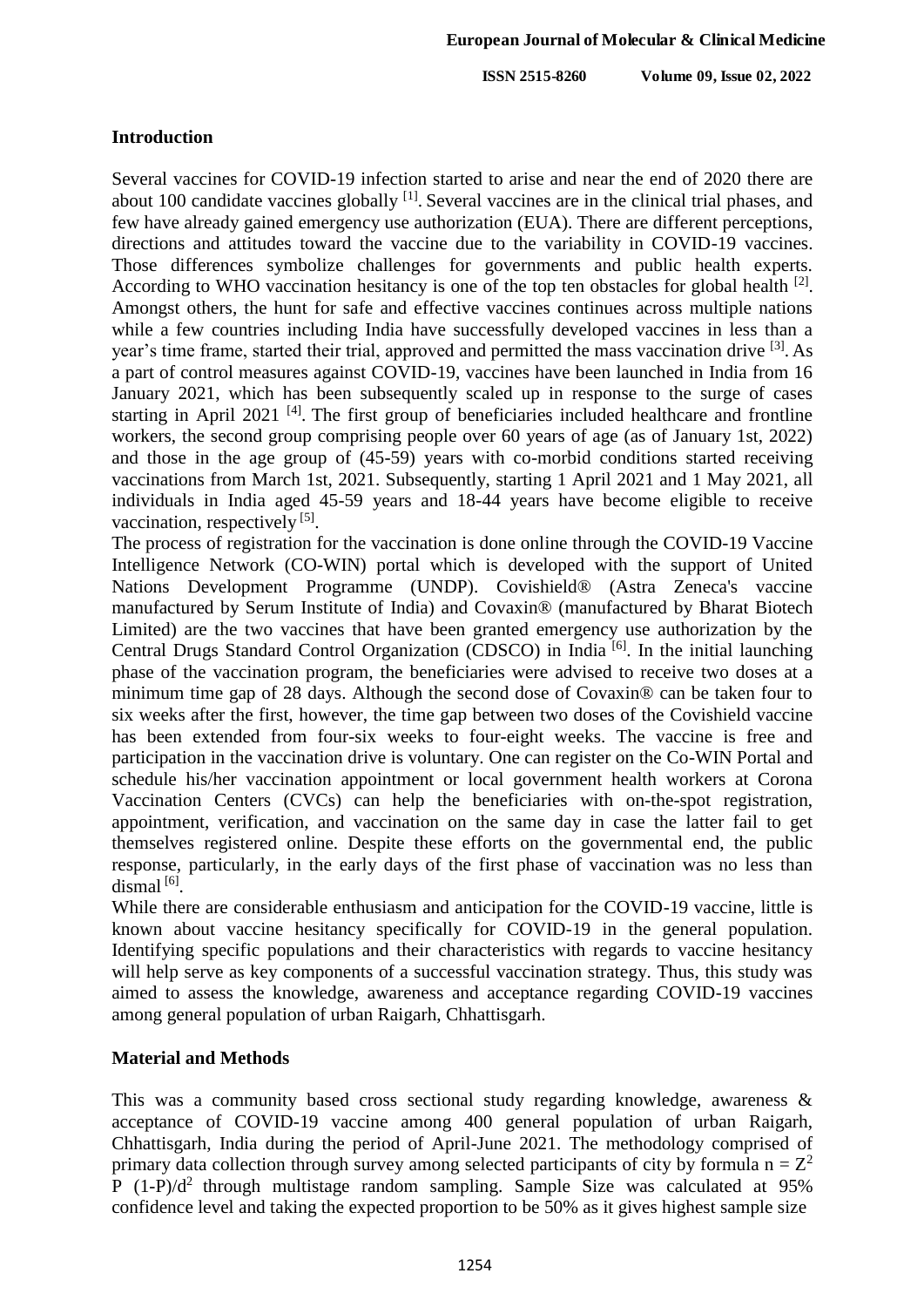## Introduction

Several vaccines for COVID-19 infection started to arise and near the end of 2020 there are about 100 candidate vaccines globally [1]. Several vaccines are in the clinical trial phases, and few have already gained emergency use authorization (EUA). There are different perceptions, directions and attitudes toward the vaccine due to the variability in COVID-19 vaccines. Those differences symbolize challenges for governments and public health experts. According to WHO vaccination hesitancy is one of the top ten obstacles for global health [2]. Amongst others, the hunt for safe and effective vaccines continues across multiple nations while a few countries including India have successfully developed vaccines in less than a year's time frame, started their trial, approved and permitted the mass vaccination drive [3]. As a part of control measures against COVID-19, vaccines have been launched in India from 16 January 2021, which has been subsequently scaled up in response to the surge of cases starting in April 2021 [4]. The first group of beneficiaries included healthcare and frontline workers, the second group comprising people over 60 years of age (as of January 1st, 2022) and those in the age group of (45-59) years with co-morbid conditions started receiving vaccinations from March 1st, 2021. Subsequently, starting 1 April 2021 and 1 May 2021, all individuals in India aged 45-59 years and 18-44 years have become eligible to receive vaccination, respectively [5].

The process of registration for the vaccination is done online through the COVID-19 Vaccine Intelligence Network (CO-WIN) portal which is developed with the support of United Nations Development Programme (UNDP). Covishield® (Astra Zeneca's vaccine manufactured by Serum Institute of India) and Covaxin® (manufactured by Bharat Biotech Limited) are the two vaccines that have been granted emergency use authorization by the Central Drugs Standard Control Organization (CDSCO) in India [6]. In the initial launching phase of the vaccination program, the beneficiaries were advised to receive two doses at a minimum time gap of 28 days. Although the second dose of Covaxin® can be taken four to six weeks after the first, however, the time gap between two doses of the Covishield vaccine has been extended from four-six weeks to four-eight weeks. The vaccine is free and participation in the vaccination drive is voluntary. One can register on the Co-WIN Portal and schedule his/her vaccination appointment or local government health workers at Corona Vaccination Centers (CVCs) can help the beneficiaries with on-the-spot registration, appointment, verification, and vaccination on the same day in case the latter fail to get themselves registered online. Despite these efforts on the governmental end, the public response, particularly, in the early days of the first phase of vaccination was no less than dismal [6].

While there are considerable enthusiasm and anticipation for the COVID-19 vaccine, little is known about vaccine hesitancy specifically for COVID-19 in the general population. Identifying specific populations and their characteristics with regards to vaccine hesitancy will help serve as key components of a successful vaccination strategy. Thus, this study was aimed to assess the knowledge, awareness and acceptance regarding COVID-19 vaccines among general population of urban Raigarh, Chhattisgarh.

## Material and Methods

This was a community based cross sectional study regarding knowledge, awareness & acceptance of COVID-19 vaccine among 400 general population of urban Raigarh, Chhattisgarh, India during the period of April-June 2021. The methodology comprised of primary data collection through survey among selected participants of city by formula $n = Z^2 P (1-P)/d^2$ through multistage random sampling. Sample Size was calculated at 95% confidence level and taking the expected proportion to be 50% as it gives highest sample size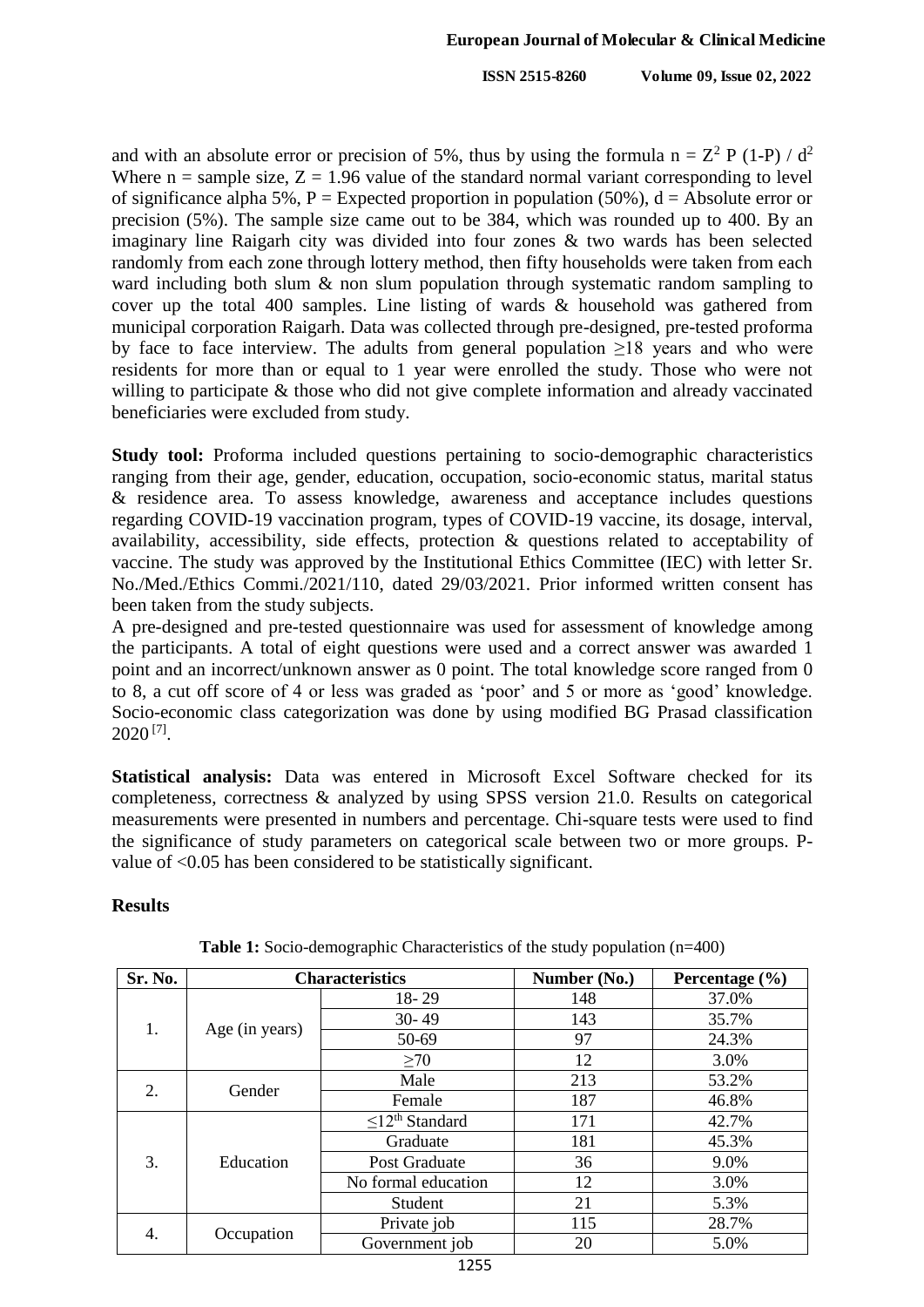and with an absolute error or precision of 5%, thus by using the formula $n = Z^2 P (1-P) / d^2$ Where n = sample size, Z = 1.96 value of the standard normal variant corresponding to level of significance alpha 5%, P = Expected proportion in population (50%), d = Absolute error or precision (5%). The sample size came out to be 384, which was rounded up to 400. By an imaginary line Raigarh city was divided into four zones & two wards has been selected randomly from each zone through lottery method, then fifty households were taken from each ward including both slum & non slum population through systematic random sampling to cover up the total 400 samples. Line listing of wards & household was gathered from municipal corporation Raigarh. Data was collected through pre-designed, pre-tested proforma by face to face interview. The adults from general population ≥18 years and who were residents for more than or equal to 1 year were enrolled the study. Those who were not willing to participate & those who did not give complete information and already vaccinated beneficiaries were excluded from study.

**Study tool:** Proforma included questions pertaining to socio-demographic characteristics ranging from their age, gender, education, occupation, socio-economic status, marital status & residence area. To assess knowledge, awareness and acceptance includes questions regarding COVID-19 vaccination program, types of COVID-19 vaccine, its dosage, interval, availability, accessibility, side effects, protection & questions related to acceptability of vaccine. The study was approved by the Institutional Ethics Committee (IEC) with letter Sr. No./Med./Ethics Commi./2021/110, dated 29/03/2021. Prior informed written consent has been taken from the study subjects.

A pre-designed and pre-tested questionnaire was used for assessment of knowledge among the participants. A total of eight questions were used and a correct answer was awarded 1 point and an incorrect/unknown answer as 0 point. The total knowledge score ranged from 0 to 8, a cut off score of 4 or less was graded as 'poor' and 5 or more as 'good' knowledge. Socio-economic class categorization was done by using modified BG Prasad classification 2020 [7].

**Statistical analysis:** Data was entered in Microsoft Excel Software checked for its completeness, correctness & analyzed by using SPSS version 21.0. Results on categorical measurements were presented in numbers and percentage. Chi-square tests were used to find the significance of study parameters on categorical scale between two or more groups. P-value of <0.05 has been considered to be statistically significant.

## Results

**Table 1:** Socio-demographic Characteristics of the study population (n=400)

| Sr. No. | Characteristics | | Number (No.) | Percentage (%) |
|---|---|---|---|---|
| 1. | Age (in years) | 18- 29 | 148 | 37.0% |
| | | 30- 49 | 143 | 35.7% |
| | | 50-69 | 97 | 24.3% |
| | | ≥70 | 12 | 3.0% |
| 2. | Gender | Male | 213 | 53.2% |
| | | Female | 187 | 46.8% |
| 3. | Education | ≤12th Standard | 171 | 42.7% |
| | | Graduate | 181 | 45.3% |
| | | Post Graduate | 36 | 9.0% |
| | | No formal education | 12 | 3.0% |
| | | Student | 21 | 5.3% |
| 4. | Occupation | Private job | 115 | 28.7% |
| | | Government job | 20 | 5.0% |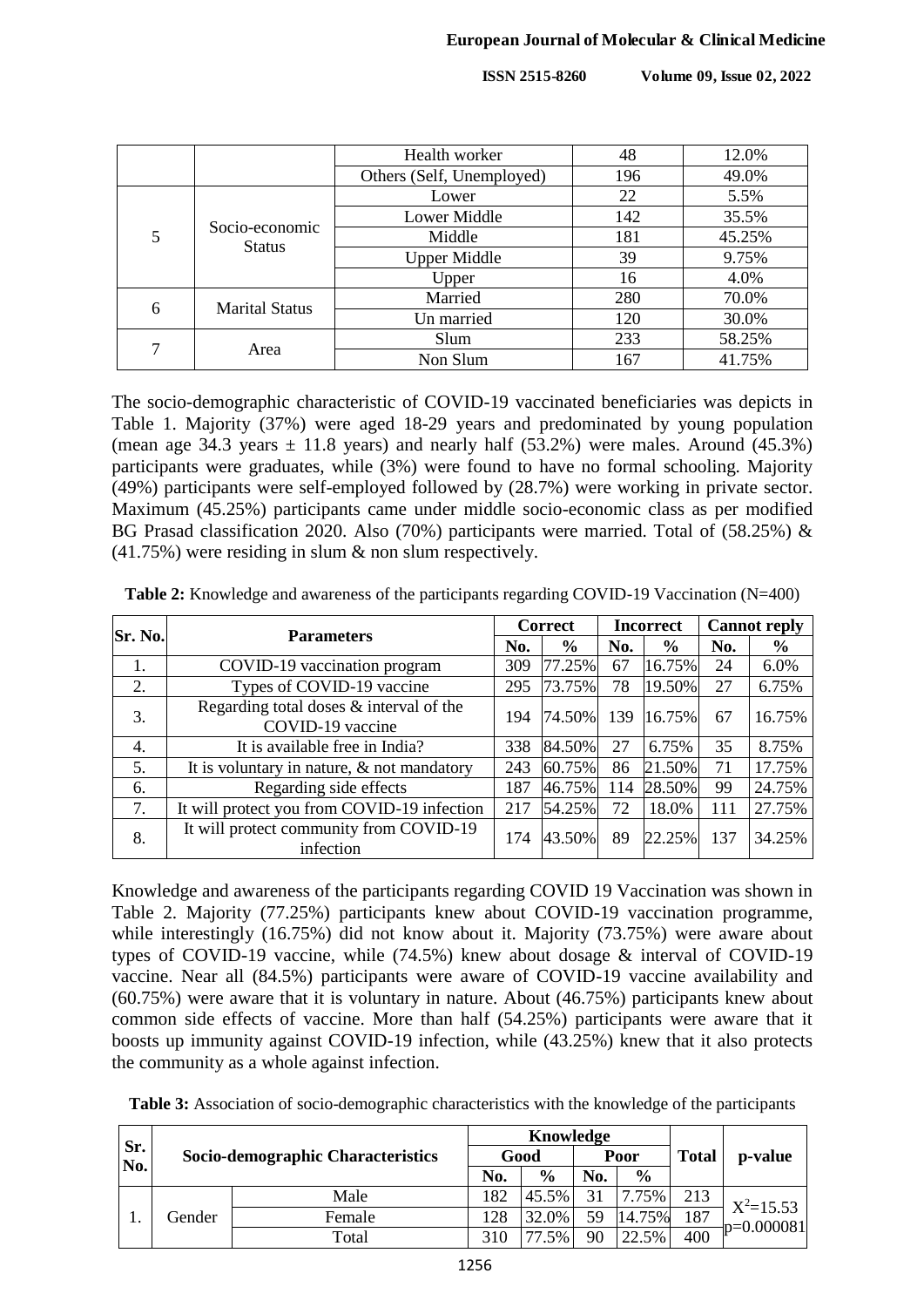|  |  | Health worker | 48 | 12.0% |
|---|---|---|---|---|
|  |  | Others (Self, Unemployed) | 196 | 49.0% |
| 5 | Socio-economic Status | Lower | 22 | 5.5% |
|  |  | Lower Middle | 142 | 35.5% |
|  |  | Middle | 181 | 45.25% |
|  |  | Upper Middle | 39 | 9.75% |
|  |  | Upper | 16 | 4.0% |
| 6 | Marital Status | Married | 280 | 70.0% |
|  |  | Un married | 120 | 30.0% |
| 7 | Area | Slum | 233 | 58.25% |
|  |  | Non Slum | 167 | 41.75% |

The socio-demographic characteristic of COVID-19 vaccinated beneficiaries was depicts in Table 1. Majority (37%) were aged 18-29 years and predominated by young population (mean age 34.3 years ± 11.8 years) and nearly half (53.2%) were males. Around (45.3%) participants were graduates, while (3%) were found to have no formal schooling. Majority (49%) participants were self-employed followed by (28.7%) were working in private sector. Maximum (45.25%) participants came under middle socio-economic class as per modified BG Prasad classification 2020. Also (70%) participants were married. Total of (58.25%) & (41.75%) were residing in slum & non slum respectively.

**Table 2:** Knowledge and awareness of the participants regarding COVID-19 Vaccination (N=400)

| Sr. No. | Parameters | Correct |  | Incorrect |  | Cannot reply |  |
|---|---|---|---|---|---|---|---|
|  |  | No. | % | No. | % | No. | % |
| 1. | COVID-19 vaccination program | 309 | 77.25% | 67 | 16.75% | 24 | 6.0% |
| 2. | Types of COVID-19 vaccine | 295 | 73.75% | 78 | 19.50% | 27 | 6.75% |
| 3. | Regarding total doses & interval of the COVID-19 vaccine | 194 | 74.50% | 139 | 16.75% | 67 | 16.75% |
| 4. | It is available free in India? | 338 | 84.50% | 27 | 6.75% | 35 | 8.75% |
| 5. | It is voluntary in nature, & not mandatory | 243 | 60.75% | 86 | 21.50% | 71 | 17.75% |
| 6. | Regarding side effects | 187 | 46.75% | 114 | 28.50% | 99 | 24.75% |
| 7. | It will protect you from COVID-19 infection | 217 | 54.25% | 72 | 18.0% | 111 | 27.75% |
| 8. | It will protect community from COVID-19 infection | 174 | 43.50% | 89 | 22.25% | 137 | 34.25% |

Knowledge and awareness of the participants regarding COVID 19 Vaccination was shown in Table 2. Majority (77.25%) participants knew about COVID-19 vaccination programme, while interestingly (16.75%) did not know about it. Majority (73.75%) were aware about types of COVID-19 vaccine, while (74.5%) knew about dosage & interval of COVID-19 vaccine. Near all (84.5%) participants were aware of COVID-19 vaccine availability and (60.75%) were aware that it is voluntary in nature. About (46.75%) participants knew about common side effects of vaccine. More than half (54.25%) participants were aware that it boosts up immunity against COVID-19 infection, while (43.25%) knew that it also protects the community as a whole against infection.

**Table 3:** Association of socio-demographic characteristics with the knowledge of the participants

| Sr. No. | Socio-demographic Characteristics |  | Knowledge |  |  |  | Total | p-value |
|---|---|---|---|---|---|---|---|---|
|  |  |  | Good |  | Poor |  |  |  |
|  |  |  | No. | % | No. | % |  |  |
| 1. | Gender | Male | 182 | 45.5% | 31 | 7.75% | 213 | $X^2$=15.53 p=0.000081 |
|  |  | Female | 128 | 32.0% | 59 | 14.75% | 187 |  |
|  |  | Total | 310 | 77.5% | 90 | 22.5% | 400 |  |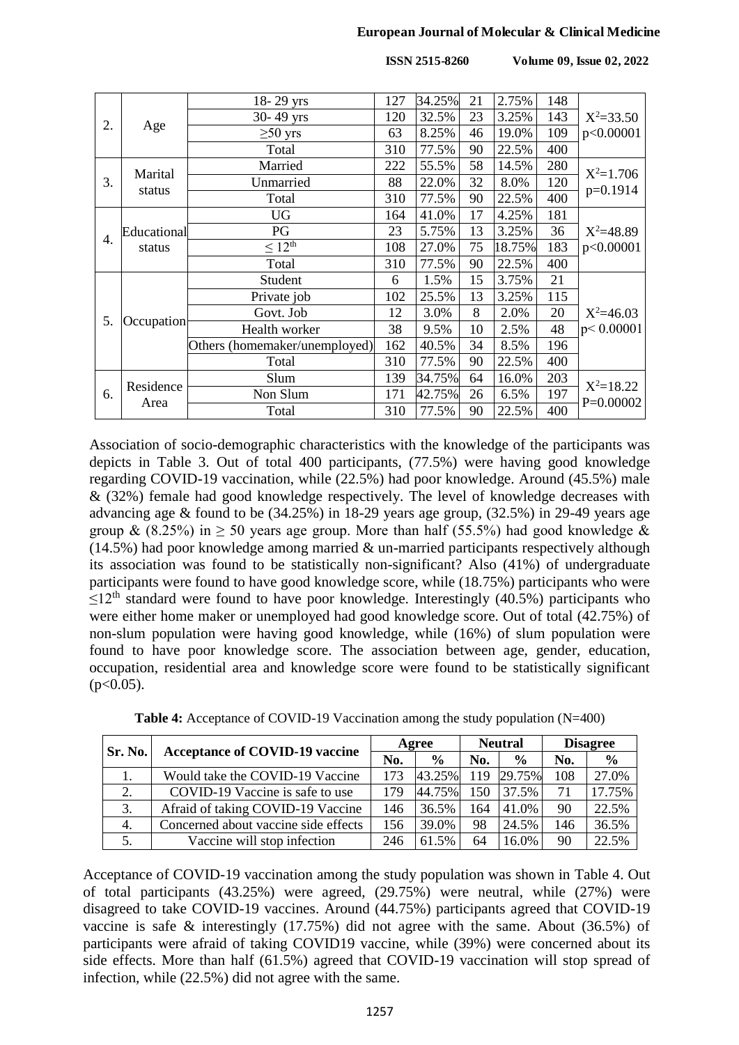| 2. | Age | 18- 29 yrs | 127 | 34.25% | 21 | 2.75% | 148 | $X^2$=33.50 p<0.00001 |
|---|---|---|---|---|---|---|---|---|
| | | 30- 49 yrs | 120 | 32.5% | 23 | 3.25% | 143 | |
| | | ≥50 yrs | 63 | 8.25% | 46 | 19.0% | 109 | |
| | | Total | 310 | 77.5% | 90 | 22.5% | 400 | |
| 3. | Marital status | Married | 222 | 55.5% | 58 | 14.5% | 280 | $X^2$=1.706 p=0.1914 |
| | | Unmarried | 88 | 22.0% | 32 | 8.0% | 120 | |
| | | Total | 310 | 77.5% | 90 | 22.5% | 400 | |
| 4. | Educational status | UG | 164 | 41.0% | 17 | 4.25% | 181 | $X^2$=48.89 p<0.00001 |
| | | PG | 23 | 5.75% | 13 | 3.25% | 36 | |
| | | ≤ 12th | 108 | 27.0% | 75 | 18.75% | 183 | |
| | | Total | 310 | 77.5% | 90 | 22.5% | 400 | |
| 5. | Occupation | Student | 6 | 1.5% | 15 | 3.75% | 21 | $X^2$=46.03 p< 0.00001 |
| | | Private job | 102 | 25.5% | 13 | 3.25% | 115 | |
| | | Govt. Job | 12 | 3.0% | 8 | 2.0% | 20 | |
| | | Health worker | 38 | 9.5% | 10 | 2.5% | 48 | |
| | | Others (homemaker/unemployed) | 162 | 40.5% | 34 | 8.5% | 196 | |
| | | Total | 310 | 77.5% | 90 | 22.5% | 400 | |
| 6. | Residence Area | Slum | 139 | 34.75% | 64 | 16.0% | 203 | $X^2$=18.22 P=0.00002 |
| | | Non Slum | 171 | 42.75% | 26 | 6.5% | 197 | |
| | | Total | 310 | 77.5% | 90 | 22.5% | 400 | |

Association of socio-demographic characteristics with the knowledge of the participants was depicts in Table 3. Out of total 400 participants, (77.5%) were having good knowledge regarding COVID-19 vaccination, while (22.5%) had poor knowledge. Around (45.5%) male & (32%) female had good knowledge respectively. The level of knowledge decreases with advancing age & found to be (34.25%) in 18-29 years age group, (32.5%) in 29-49 years age group & (8.25%) in ≥ 50 years age group. More than half (55.5%) had good knowledge & (14.5%) had poor knowledge among married & un-married participants respectively although its association was found to be statistically non-significant? Also (41%) of undergraduate participants were found to have good knowledge score, while (18.75%) participants who were ≤12th standard were found to have poor knowledge. Interestingly (40.5%) participants who were either home maker or unemployed had good knowledge score. Out of total (42.75%) of non-slum population were having good knowledge, while (16%) of slum population were found to have poor knowledge score. The association between age, gender, education, occupation, residential area and knowledge score were found to be statistically significant ($p<0.05$).

**Table 4:** Acceptance of COVID-19 Vaccination among the study population (N=400)

| Sr. No. | Acceptance of COVID-19 vaccine | Agree | | Neutral | | Disagree | |
|---|---|---|---|---|---|---|---|
| | | No. | % | No. | % | No. | % |
| 1. | Would take the COVID-19 Vaccine | 173 | 43.25% | 119 | 29.75% | 108 | 27.0% |
| 2. | COVID-19 Vaccine is safe to use | 179 | 44.75% | 150 | 37.5% | 71 | 17.75% |
| 3. | Afraid of taking COVID-19 Vaccine | 146 | 36.5% | 164 | 41.0% | 90 | 22.5% |
| 4. | Concerned about vaccine side effects | 156 | 39.0% | 98 | 24.5% | 146 | 36.5% |
| 5. | Vaccine will stop infection | 246 | 61.5% | 64 | 16.0% | 90 | 22.5% |

Acceptance of COVID-19 vaccination among the study population was shown in Table 4. Out of total participants (43.25%) were agreed, (29.75%) were neutral, while (27%) were disagreed to take COVID-19 vaccines. Around (44.75%) participants agreed that COVID-19 vaccine is safe & interestingly (17.75%) did not agree with the same. About (36.5%) of participants were afraid of taking COVID19 vaccine, while (39%) were concerned about its side effects. More than half (61.5%) agreed that COVID-19 vaccination will stop spread of infection, while (22.5%) did not agree with the same.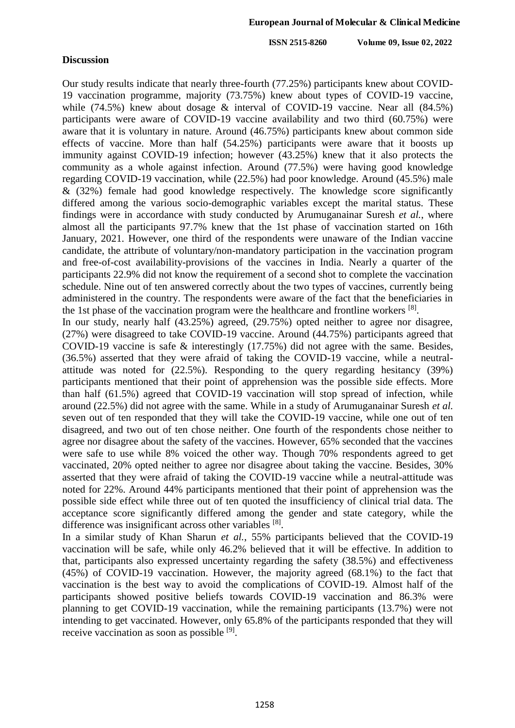## Discussion

Our study results indicate that nearly three-fourth (77.25%) participants knew about COVID-19 vaccination programme, majority (73.75%) knew about types of COVID-19 vaccine, while (74.5%) knew about dosage & interval of COVID-19 vaccine. Near all (84.5%) participants were aware of COVID-19 vaccine availability and two third (60.75%) were aware that it is voluntary in nature. Around (46.75%) participants knew about common side effects of vaccine. More than half (54.25%) participants were aware that it boosts up immunity against COVID-19 infection; however (43.25%) knew that it also protects the community as a whole against infection. Around (77.5%) were having good knowledge regarding COVID-19 vaccination, while (22.5%) had poor knowledge. Around (45.5%) male & (32%) female had good knowledge respectively. The knowledge score significantly differed among the various socio-demographic variables except the marital status. These findings were in accordance with study conducted by Arumuganainar Suresh *et al.*, where almost all the participants 97.7% knew that the 1st phase of vaccination started on 16th January, 2021. However, one third of the respondents were unaware of the Indian vaccine candidate, the attribute of voluntary/non-mandatory participation in the vaccination program and free-of-cost availability-provisions of the vaccines in India. Nearly a quarter of the participants 22.9% did not know the requirement of a second shot to complete the vaccination schedule. Nine out of ten answered correctly about the two types of vaccines, currently being administered in the country. The respondents were aware of the fact that the beneficiaries in the 1st phase of the vaccination program were the healthcare and frontline workers [8].

In our study, nearly half (43.25%) agreed, (29.75%) opted neither to agree nor disagree, (27%) were disagreed to take COVID-19 vaccine. Around (44.75%) participants agreed that COVID-19 vaccine is safe & interestingly (17.75%) did not agree with the same. Besides, (36.5%) asserted that they were afraid of taking the COVID-19 vaccine, while a neutral-attitude was noted for (22.5%). Responding to the query regarding hesitancy (39%) participants mentioned that their point of apprehension was the possible side effects. More than half (61.5%) agreed that COVID-19 vaccination will stop spread of infection, while around (22.5%) did not agree with the same. While in a study of Arumuganainar Suresh *et al.* seven out of ten responded that they will take the COVID-19 vaccine, while one out of ten disagreed, and two out of ten chose neither. One fourth of the respondents chose neither to agree nor disagree about the safety of the vaccines. However, 65% seconded that the vaccines were safe to use while 8% voiced the other way. Though 70% respondents agreed to get vaccinated, 20% opted neither to agree nor disagree about taking the vaccine. Besides, 30% asserted that they were afraid of taking the COVID-19 vaccine while a neutral-attitude was noted for 22%. Around 44% participants mentioned that their point of apprehension was the possible side effect while three out of ten quoted the insufficiency of clinical trial data. The acceptance score significantly differed among the gender and state category, while the difference was insignificant across other variables [8].

In a similar study of Khan Sharun *et al.*, 55% participants believed that the COVID-19 vaccination will be safe, while only 46.2% believed that it will be effective. In addition to that, participants also expressed uncertainty regarding the safety (38.5%) and effectiveness (45%) of COVID-19 vaccination. However, the majority agreed (68.1%) to the fact that vaccination is the best way to avoid the complications of COVID-19. Almost half of the participants showed positive beliefs towards COVID-19 vaccination and 86.3% were planning to get COVID-19 vaccination, while the remaining participants (13.7%) were not intending to get vaccinated. However, only 65.8% of the participants responded that they will receive vaccination as soon as possible [9].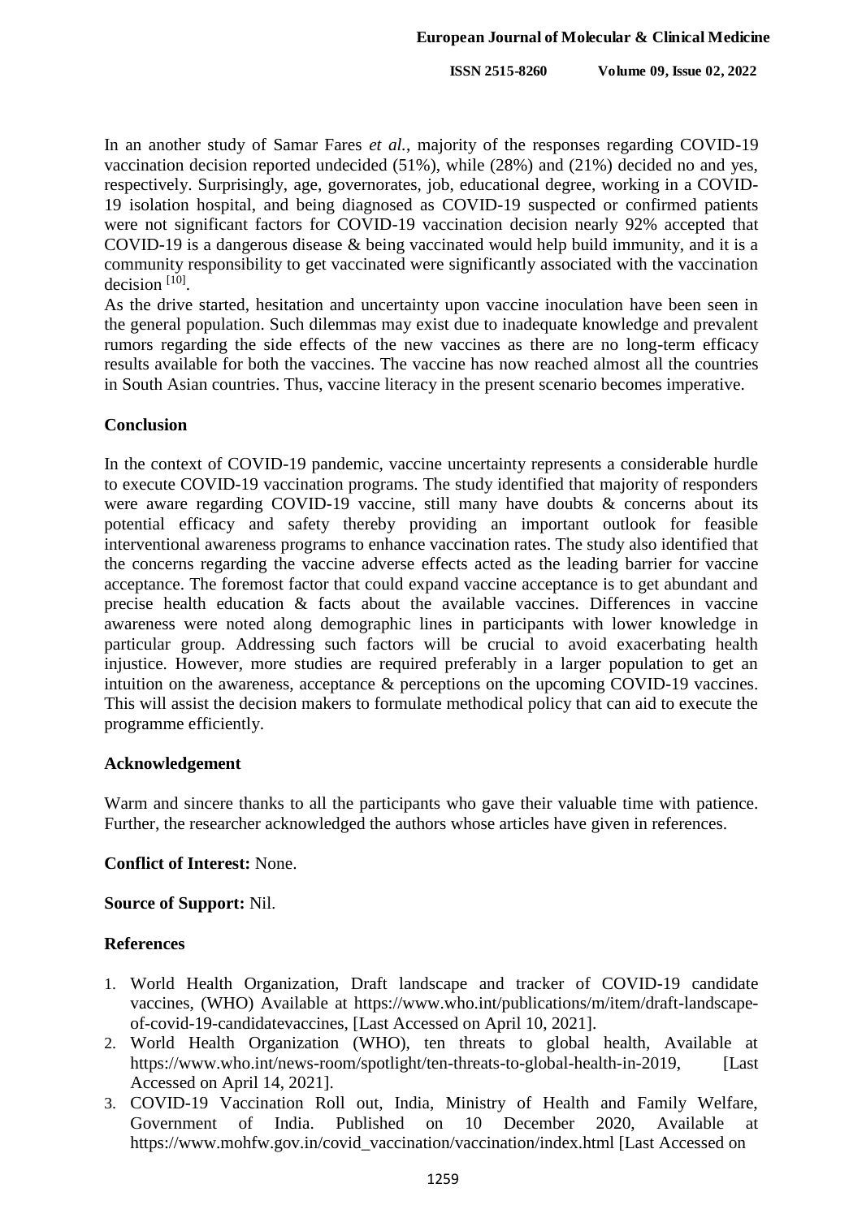In an another study of Samar Fares *et al.*, majority of the responses regarding COVID-19 vaccination decision reported undecided (51%), while (28%) and (21%) decided no and yes, respectively. Surprisingly, age, governorates, job, educational degree, working in a COVID-19 isolation hospital, and being diagnosed as COVID-19 suspected or confirmed patients were not significant factors for COVID-19 vaccination decision nearly 92% accepted that COVID-19 is a dangerous disease & being vaccinated would help build immunity, and it is a community responsibility to get vaccinated were significantly associated with the vaccination decision [10].

As the drive started, hesitation and uncertainty upon vaccine inoculation have been seen in the general population. Such dilemmas may exist due to inadequate knowledge and prevalent rumors regarding the side effects of the new vaccines as there are no long-term efficacy results available for both the vaccines. The vaccine has now reached almost all the countries in South Asian countries. Thus, vaccine literacy in the present scenario becomes imperative.

## Conclusion

In the context of COVID-19 pandemic, vaccine uncertainty represents a considerable hurdle to execute COVID-19 vaccination programs. The study identified that majority of responders were aware regarding COVID-19 vaccine, still many have doubts & concerns about its potential efficacy and safety thereby providing an important outlook for feasible interventional awareness programs to enhance vaccination rates. The study also identified that the concerns regarding the vaccine adverse effects acted as the leading barrier for vaccine acceptance. The foremost factor that could expand vaccine acceptance is to get abundant and precise health education & facts about the available vaccines. Differences in vaccine awareness were noted along demographic lines in participants with lower knowledge in particular group. Addressing such factors will be crucial to avoid exacerbating health injustice. However, more studies are required preferably in a larger population to get an intuition on the awareness, acceptance & perceptions on the upcoming COVID-19 vaccines. This will assist the decision makers to formulate methodical policy that can aid to execute the programme efficiently.

## Acknowledgement

Warm and sincere thanks to all the participants who gave their valuable time with patience. Further, the researcher acknowledged the authors whose articles have given in references.

**Conflict of Interest:** None.

**Source of Support:** Nil.

## References

1. World Health Organization, Draft landscape and tracker of COVID-19 candidate vaccines, (WHO) Available at https://www.who.int/publications/m/item/draft-landscape-of-covid-19-candidatevaccines, [Last Accessed on April 10, 2021].
2. World Health Organization (WHO), ten threats to global health, Available at https://www.who.int/news-room/spotlight/ten-threats-to-global-health-in-2019, [Last Accessed on April 14, 2021].
3. COVID-19 Vaccination Roll out, India, Ministry of Health and Family Welfare, Government of India. Published on 10 December 2020, Available at https://www.mohfw.gov.in/covid_vaccination/vaccination/index.html [Last Accessed on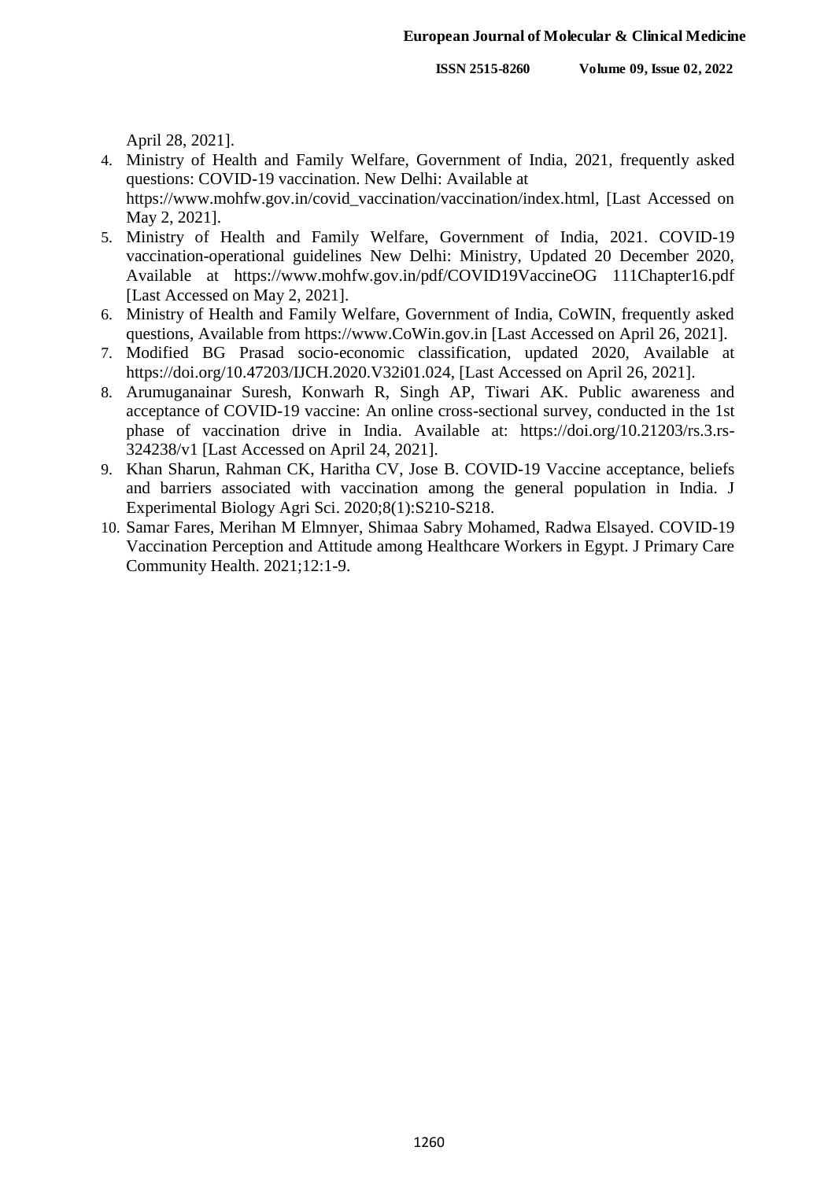April 28, 2021].

4. Ministry of Health and Family Welfare, Government of India, 2021, frequently asked questions: COVID-19 vaccination. New Delhi: Available at https://www.mohfw.gov.in/covid_vaccination/vaccination/index.html, [Last Accessed on May 2, 2021].
5. Ministry of Health and Family Welfare, Government of India, 2021. COVID-19 vaccination-operational guidelines New Delhi: Ministry, Updated 20 December 2020, Available at https://www.mohfw.gov.in/pdf/COVID19VaccineOG 111Chapter16.pdf [Last Accessed on May 2, 2021].
6. Ministry of Health and Family Welfare, Government of India, CoWIN, frequently asked questions, Available from https://www.CoWin.gov.in [Last Accessed on April 26, 2021].
7. Modified BG Prasad socio-economic classification, updated 2020, Available at https://doi.org/10.47203/IJCH.2020.V32i01.024, [Last Accessed on April 26, 2021].
8. Arumuganainar Suresh, Konwarh R, Singh AP, Tiwari AK. Public awareness and acceptance of COVID-19 vaccine: An online cross-sectional survey, conducted in the 1st phase of vaccination drive in India. Available at: https://doi.org/10.21203/rs.3.rs-324238/v1 [Last Accessed on April 24, 2021].
9. Khan Sharun, Rahman CK, Haritha CV, Jose B. COVID-19 Vaccine acceptance, beliefs and barriers associated with vaccination among the general population in India. J Experimental Biology Agri Sci. 2020;8(1):S210-S218.
10. Samar Fares, Merihan M Elmnyer, Shimaa Sabry Mohamed, Radwa Elsayed. COVID-19 Vaccination Perception and Attitude among Healthcare Workers in Egypt. J Primary Care Community Health. 2021;12:1-9.